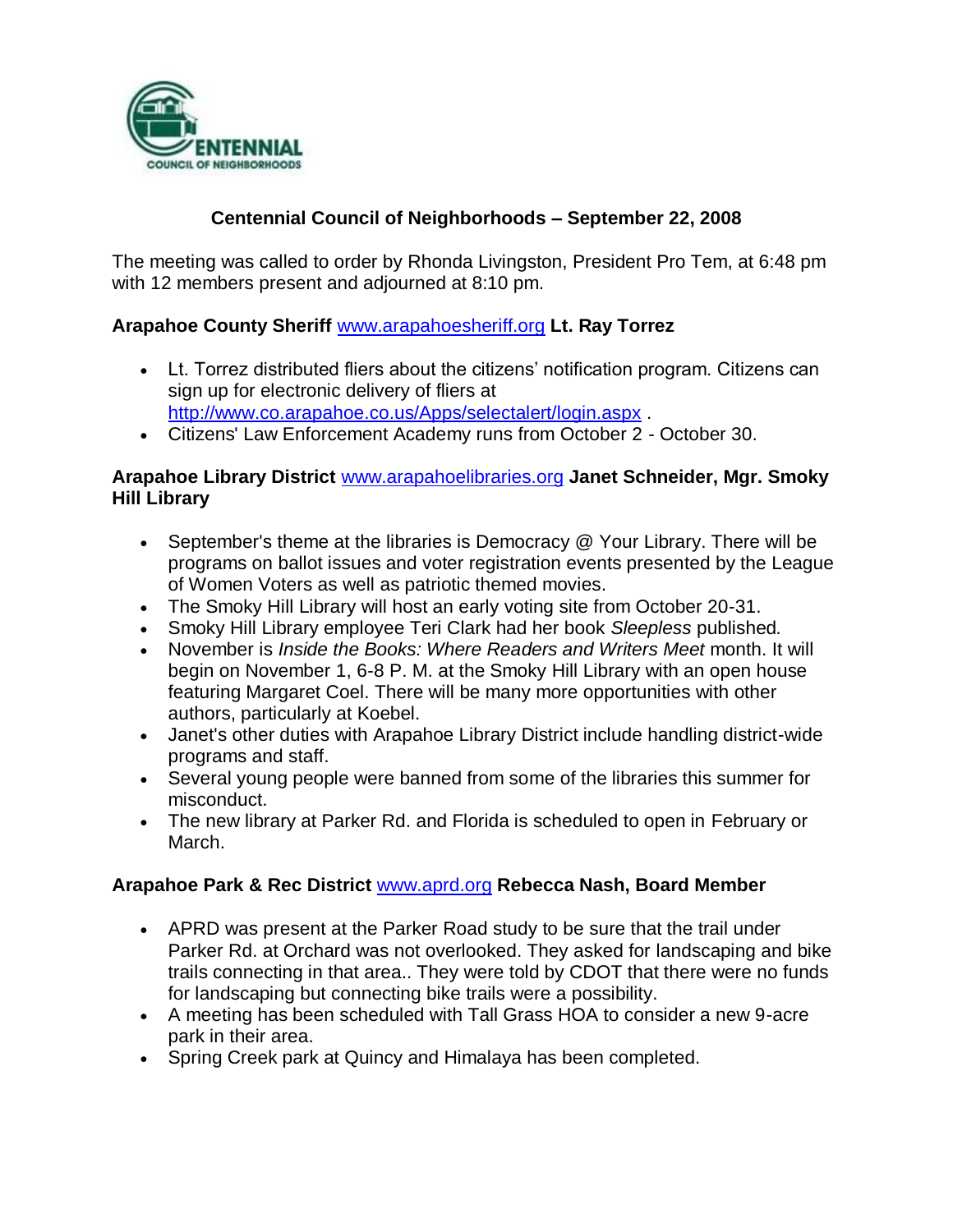# Centennial Council of Neighborhoods – September 22, 2008

The meeting was called to order by Rhonda Livingston, President Pro Tem, at 6:48 pm with 12 members present and adjourned at 8:10 pm.

**Arapahoe County Sheriff** [www.arapahoesheriff.org](http://www.arapahoesheriff.org) **Lt. Ray Torrez**

- Lt. Torrez distributed fliers about the citizens' notification program. Citizens can sign up for electronic delivery of fliers at [http://www.co.arapahoe.co.us/Apps/selectalert/login.aspx](http://www.co.arapahoe.co.us/Apps/selectalert/login.aspx) .
- Citizens' Law Enforcement Academy runs from October 2 - October 30.

**Arapahoe Library District** [www.arapahoelibraries.org](http://www.arapahoelibraries.org) **Janet Schneider, Mgr. Smoky Hill Library**

- September's theme at the libraries is Democracy @ Your Library. There will be programs on ballot issues and voter registration events presented by the League of Women Voters as well as patriotic themed movies.
- The Smoky Hill Library will host an early voting site from October 20-31.
- Smoky Hill Library employee Teri Clark had her book *Sleepless* published.
- November is *Inside the Books: Where Readers and Writers Meet* month. It will begin on November 1, 6-8 P. M. at the Smoky Hill Library with an open house featuring Margaret Coel. There will be many more opportunities with other authors, particularly at Koebel.
- Janet's other duties with Arapahoe Library District include handling district-wide programs and staff.
- Several young people were banned from some of the libraries this summer for misconduct.
- The new library at Parker Rd. and Florida is scheduled to open in February or March.

**Arapahoe Park & Rec District** [www.aprd.org](http://www.aprd.org) **Rebecca Nash, Board Member**

- APRD was present at the Parker Road study to be sure that the trail under Parker Rd. at Orchard was not overlooked. They asked for landscaping and bike trails connecting in that area.. They were told by CDOT that there were no funds for landscaping but connecting bike trails were a possibility.
- A meeting has been scheduled with Tall Grass HOA to consider a new 9-acre park in their area.
- Spring Creek park at Quincy and Himalaya has been completed.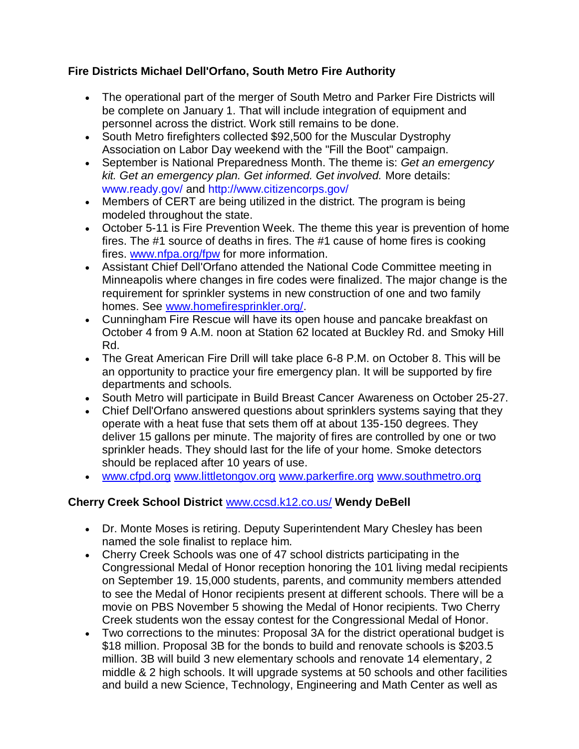**Fire Districts Michael Dell'Orfano, South Metro Fire Authority**

- The operational part of the merger of South Metro and Parker Fire Districts will be complete on January 1. That will include integration of equipment and personnel across the district. Work still remains to be done.
- South Metro firefighters collected $92,500 for the Muscular Dystrophy Association on Labor Day weekend with the "Fill the Boot" campaign.
- September is National Preparedness Month. The theme is: *Get an emergency kit. Get an emergency plan. Get informed. Get involved.* More details: www.ready.gov/ and http://www.citizencorps.gov/
- Members of CERT are being utilized in the district. The program is being modeled throughout the state.
- October 5-11 is Fire Prevention Week. The theme this year is prevention of home fires. The #1 source of deaths in fires. The #1 cause of home fires is cooking fires. www.nfpa.org/fpw for more information.
- Assistant Chief Dell'Orfano attended the National Code Committee meeting in Minneapolis where changes in fire codes were finalized. The major change is the requirement for sprinkler systems in new construction of one and two family homes. See www.homefiresprinkler.org/.
- Cunningham Fire Rescue will have its open house and pancake breakfast on October 4 from 9 A.M. noon at Station 62 located at Buckley Rd. and Smoky Hill Rd.
- The Great American Fire Drill will take place 6-8 P.M. on October 8. This will be an opportunity to practice your fire emergency plan. It will be supported by fire departments and schools.
- South Metro will participate in Build Breast Cancer Awareness on October 25-27.
- Chief Dell'Orfano answered questions about sprinklers systems saying that they operate with a heat fuse that sets them off at about 135-150 degrees. They deliver 15 gallons per minute. The majority of fires are controlled by one or two sprinkler heads. They should last for the life of your home. Smoke detectors should be replaced after 10 years of use.
- www.cfpd.org www.littletongov.org www.parkerfire.org www.southmetro.org

**Cherry Creek School District** www.ccsd.k12.co.us/ **Wendy DeBell**

- Dr. Monte Moses is retiring. Deputy Superintendent Mary Chesley has been named the sole finalist to replace him.
- Cherry Creek Schools was one of 47 school districts participating in the Congressional Medal of Honor reception honoring the 101 living medal recipients on September 19. 15,000 students, parents, and community members attended to see the Medal of Honor recipients present at different schools. There will be a movie on PBS November 5 showing the Medal of Honor recipients. Two Cherry Creek students won the essay contest for the Congressional Medal of Honor.
- Two corrections to the minutes: Proposal 3A for the district operational budget is $18 million. Proposal 3B for the bonds to build and renovate schools is $203.5 million. 3B will build 3 new elementary schools and renovate 14 elementary, 2 middle & 2 high schools. It will upgrade systems at 50 schools and other facilities and build a new Science, Technology, Engineering and Math Center as well as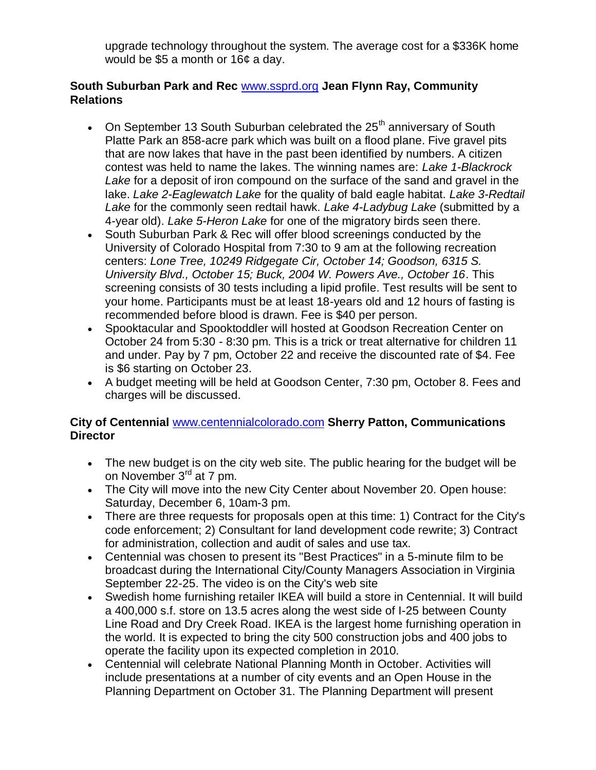upgrade technology throughout the system. The average cost for a $336K home would be $5 a month or 16¢ a day.

**South Suburban Park and Rec** www.ssprd.org **Jean Flynn Ray, Community Relations**

- On September 13 South Suburban celebrated the 25th anniversary of South Platte Park an 858-acre park which was built on a flood plane. Five gravel pits that are now lakes that have in the past been identified by numbers. A citizen contest was held to name the lakes. The winning names are: *Lake 1-Blackrock Lake* for a deposit of iron compound on the surface of the sand and gravel in the lake. *Lake 2-Eaglewatch Lake* for the quality of bald eagle habitat. *Lake 3-Redtail Lake* for the commonly seen redtail hawk. *Lake 4-Ladybug Lake* (submitted by a 4-year old). *Lake 5-Heron Lake* for one of the migratory birds seen there.
- South Suburban Park & Rec will offer blood screenings conducted by the University of Colorado Hospital from 7:30 to 9 am at the following recreation centers: *Lone Tree, 10249 Ridgegate Cir, October 14; Goodson, 6315 S. University Blvd., October 15; Buck, 2004 W. Powers Ave., October 16*. This screening consists of 30 tests including a lipid profile. Test results will be sent to your home. Participants must be at least 18-years old and 12 hours of fasting is recommended before blood is drawn. Fee is $40 per person.
- Spooktacular and Spooktoddler will hosted at Goodson Recreation Center on October 24 from 5:30 - 8:30 pm. This is a trick or treat alternative for children 11 and under. Pay by 7 pm, October 22 and receive the discounted rate of $4. Fee is $6 starting on October 23.
- A budget meeting will be held at Goodson Center, 7:30 pm, October 8. Fees and charges will be discussed.

**City of Centennial** www.centennialcolorado.com **Sherry Patton, Communications Director**

- The new budget is on the city web site. The public hearing for the budget will be on November 3rd at 7 pm.
- The City will move into the new City Center about November 20. Open house: Saturday, December 6, 10am-3 pm.
- There are three requests for proposals open at this time: 1) Contract for the City's code enforcement; 2) Consultant for land development code rewrite; 3) Contract for administration, collection and audit of sales and use tax.
- Centennial was chosen to present its "Best Practices" in a 5-minute film to be broadcast during the International City/County Managers Association in Virginia September 22-25. The video is on the City's web site
- Swedish home furnishing retailer IKEA will build a store in Centennial. It will build a 400,000 s.f. store on 13.5 acres along the west side of I-25 between County Line Road and Dry Creek Road. IKEA is the largest home furnishing operation in the world. It is expected to bring the city 500 construction jobs and 400 jobs to operate the facility upon its expected completion in 2010.
- Centennial will celebrate National Planning Month in October. Activities will include presentations at a number of city events and an Open House in the Planning Department on October 31. The Planning Department will present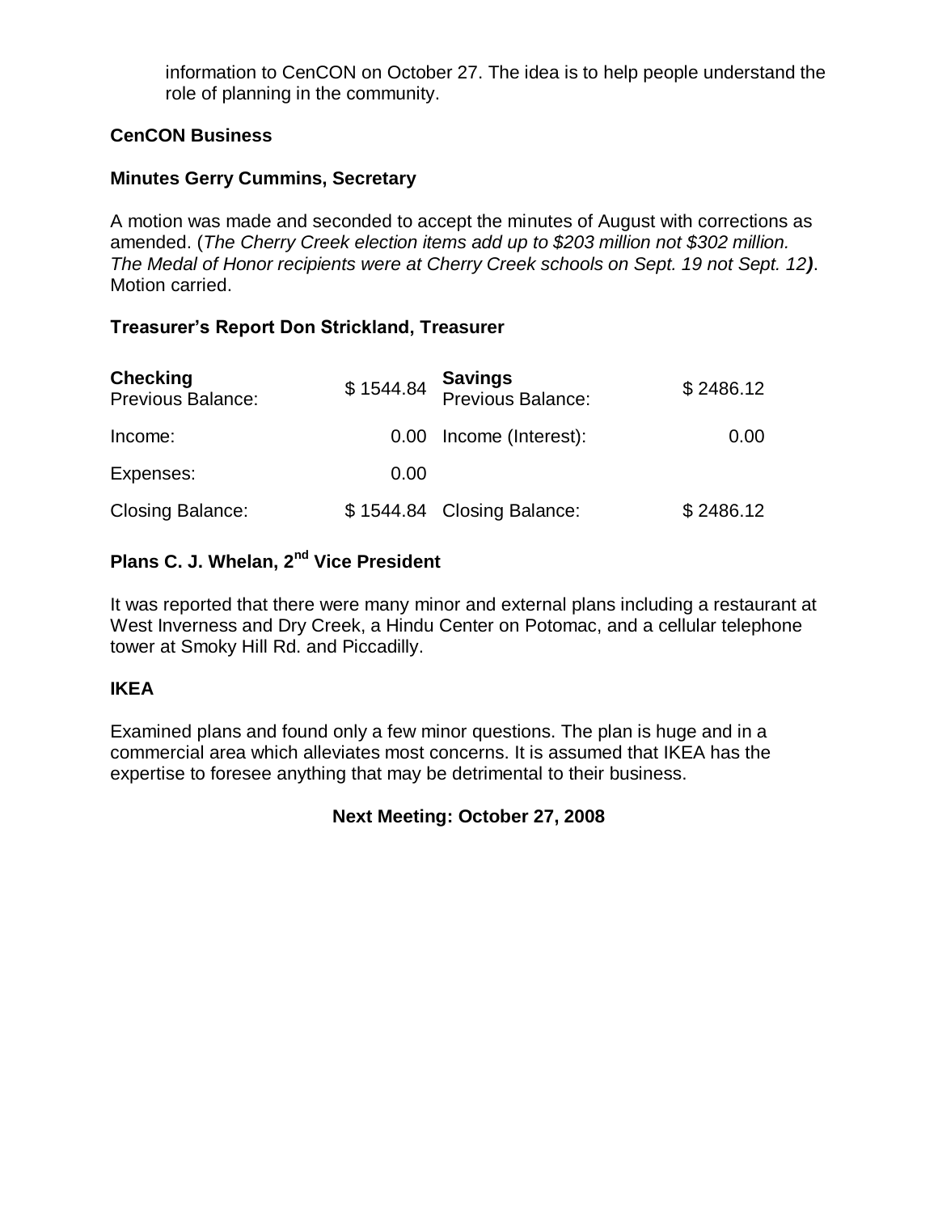information to CenCON on October 27. The idea is to help people understand the role of planning in the community.

**CenCON Business**

**Minutes Gerry Cummins, Secretary**

A motion was made and seconded to accept the minutes of August with corrections as amended. (*The Cherry Creek election items add up to $203 million not $302 million. The Medal of Honor recipients were at Cherry Creek schools on Sept. 19 not Sept. 12***)**. Motion carried.

**Treasurer's Report Don Strickland, Treasurer**

| | | | |
|---|---|---|---|
| **Checking**<br>Previous Balance: | $ 1544.84 | **Savings**<br>Previous Balance: | $ 2486.12 |
| Income: | 0.00 | Income (Interest): | 0.00 |
| Expenses: | 0.00 | | |
| Closing Balance: | $ 1544.84 | Closing Balance: | $ 2486.12 |

**Plans C. J. Whelan, 2nd Vice President**

It was reported that there were many minor and external plans including a restaurant at West Inverness and Dry Creek, a Hindu Center on Potomac, and a cellular telephone tower at Smoky Hill Rd. and Piccadilly.

**IKEA**

Examined plans and found only a few minor questions. The plan is huge and in a commercial area which alleviates most concerns. It is assumed that IKEA has the expertise to foresee anything that may be detrimental to their business.

**Next Meeting: October 27, 2008**